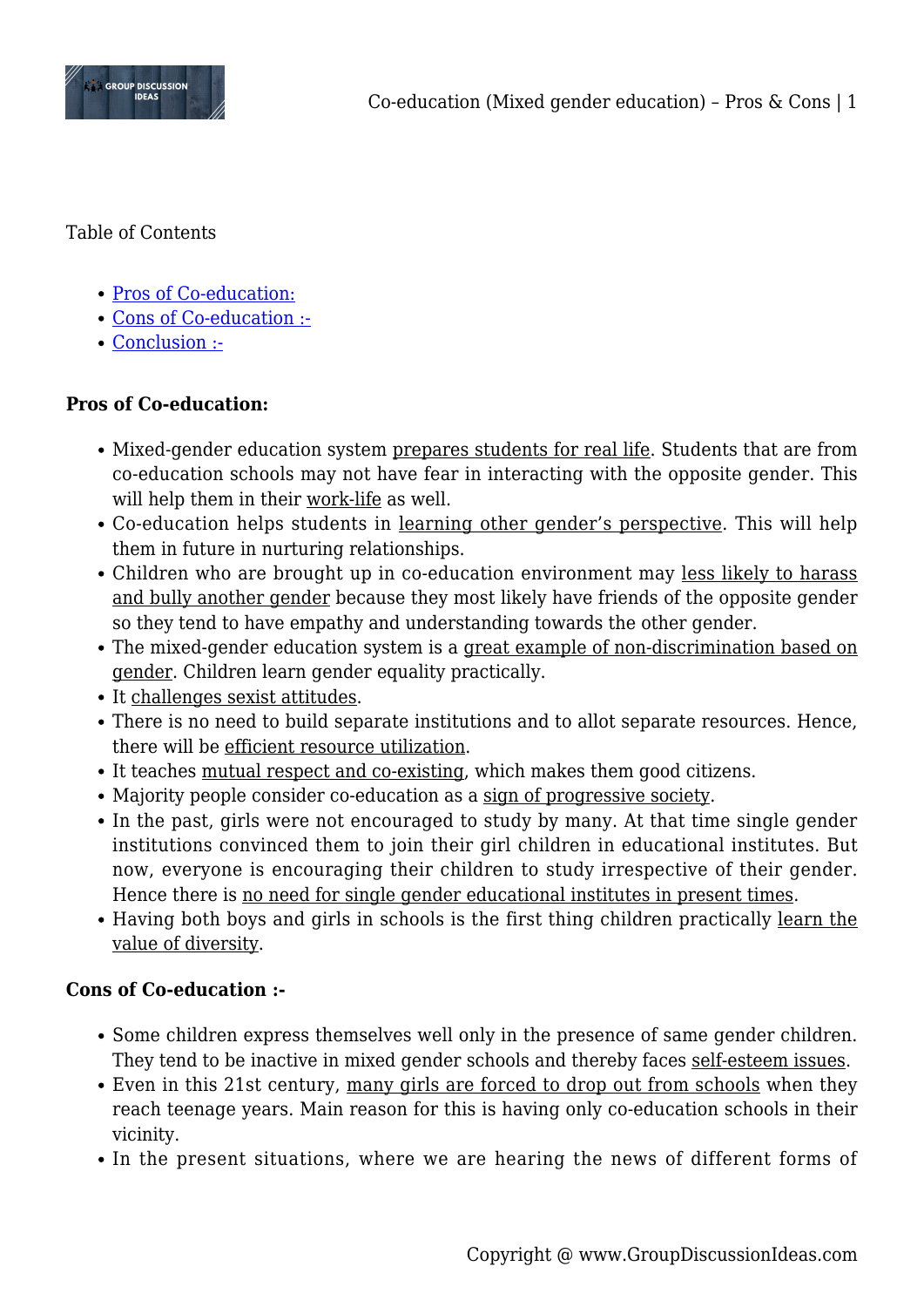Table of Contents

- Pros of Co-education:
- Cons of Co-education :-
- Conclusion :-

**Pros of Co-education:**

- Mixed-gender education system prepares students for real life. Students that are from co-education schools may not have fear in interacting with the opposite gender. This will help them in their work-life as well.
- Co-education helps students in learning other gender's perspective. This will help them in future in nurturing relationships.
- Children who are brought up in co-education environment may less likely to harass and bully another gender because they most likely have friends of the opposite gender so they tend to have empathy and understanding towards the other gender.
- The mixed-gender education system is a great example of non-discrimination based on gender. Children learn gender equality practically.
- It challenges sexist attitudes.
- There is no need to build separate institutions and to allot separate resources. Hence, there will be efficient resource utilization.
- It teaches mutual respect and co-existing, which makes them good citizens.
- Majority people consider co-education as a sign of progressive society.
- In the past, girls were not encouraged to study by many. At that time single gender institutions convinced them to join their girl children in educational institutes. But now, everyone is encouraging their children to study irrespective of their gender. Hence there is no need for single gender educational institutes in present times.
- Having both boys and girls in schools is the first thing children practically learn the value of diversity.

**Cons of Co-education :-**

- Some children express themselves well only in the presence of same gender children. They tend to be inactive in mixed gender schools and thereby faces self-esteem issues.
- Even in this 21st century, many girls are forced to drop out from schools when they reach teenage years. Main reason for this is having only co-education schools in their vicinity.
- In the present situations, where we are hearing the news of different forms of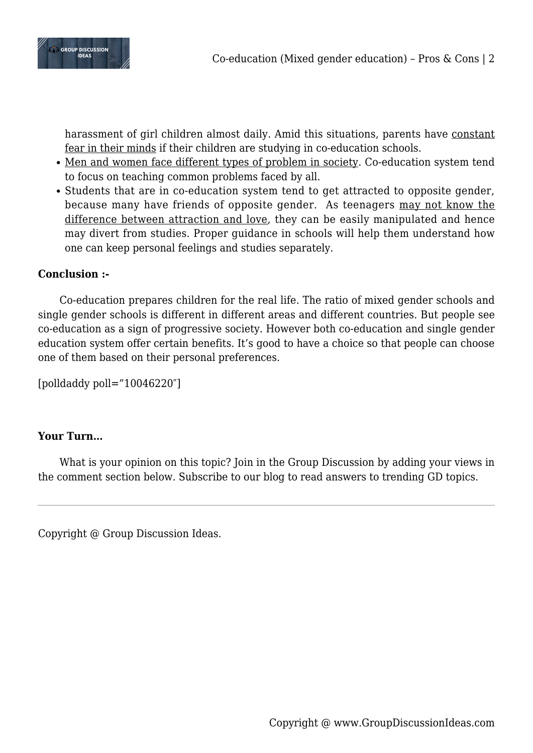harassment of girl children almost daily. Amid this situations, parents have constant fear in their minds if their children are studying in co-education schools.

- Men and women face different types of problem in society. Co-education system tend to focus on teaching common problems faced by all.
- Students that are in co-education system tend to get attracted to opposite gender, because many have friends of opposite gender. As teenagers may not know the difference between attraction and love, they can be easily manipulated and hence may divert from studies. Proper guidance in schools will help them understand how one can keep personal feelings and studies separately.

**Conclusion :-**

Co-education prepares children for the real life. The ratio of mixed gender schools and single gender schools is different in different areas and different countries. But people see co-education as a sign of progressive society. However both co-education and single gender education system offer certain benefits. It's good to have a choice so that people can choose one of them based on their personal preferences.

[polldaddy poll="10046220″]

**Your Turn…**

What is your opinion on this topic? Join in the Group Discussion by adding your views in the comment section below. Subscribe to our blog to read answers to trending GD topics.

---

Copyright @ Group Discussion Ideas.